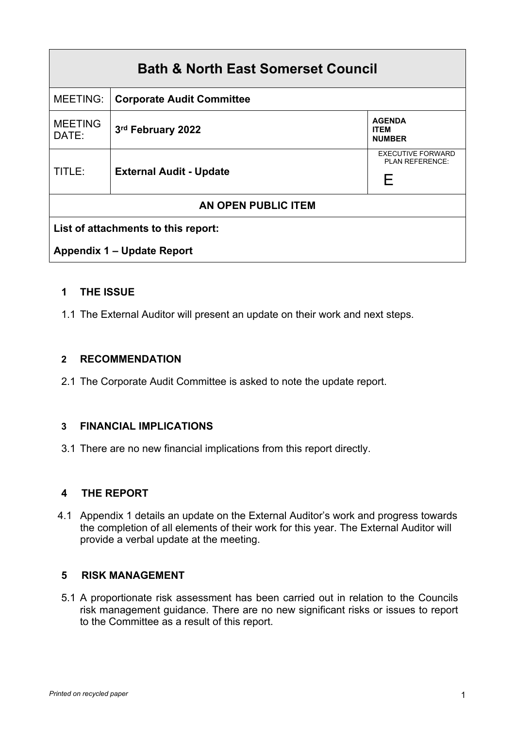| Bath & North East Somerset Council | | |
|---|---|---|
| MEETING: | **Corporate Audit Committee** | |
| MEETING DATE: | **3rd February 2022** | **AGENDA ITEM NUMBER** |
| TITLE: | **External Audit - Update** | EXECUTIVE FORWARD PLAN REFERENCE: E |
| **AN OPEN PUBLIC ITEM** | | |
| **List of attachments to this report:** **Appendix 1 – Update Report** | | |

## 1 THE ISSUE

1.1 The External Auditor will present an update on their work and next steps.

## 2 RECOMMENDATION

2.1 The Corporate Audit Committee is asked to note the update report.

## 3 FINANCIAL IMPLICATIONS

3.1 There are no new financial implications from this report directly.

## 4 THE REPORT

4.1 Appendix 1 details an update on the External Auditor's work and progress towards the completion of all elements of their work for this year. The External Auditor will provide a verbal update at the meeting.

## 5 RISK MANAGEMENT

5.1 A proportionate risk assessment has been carried out in relation to the Councils risk management guidance. There are no new significant risks or issues to report to the Committee as a result of this report.

*Printed on recycled paper*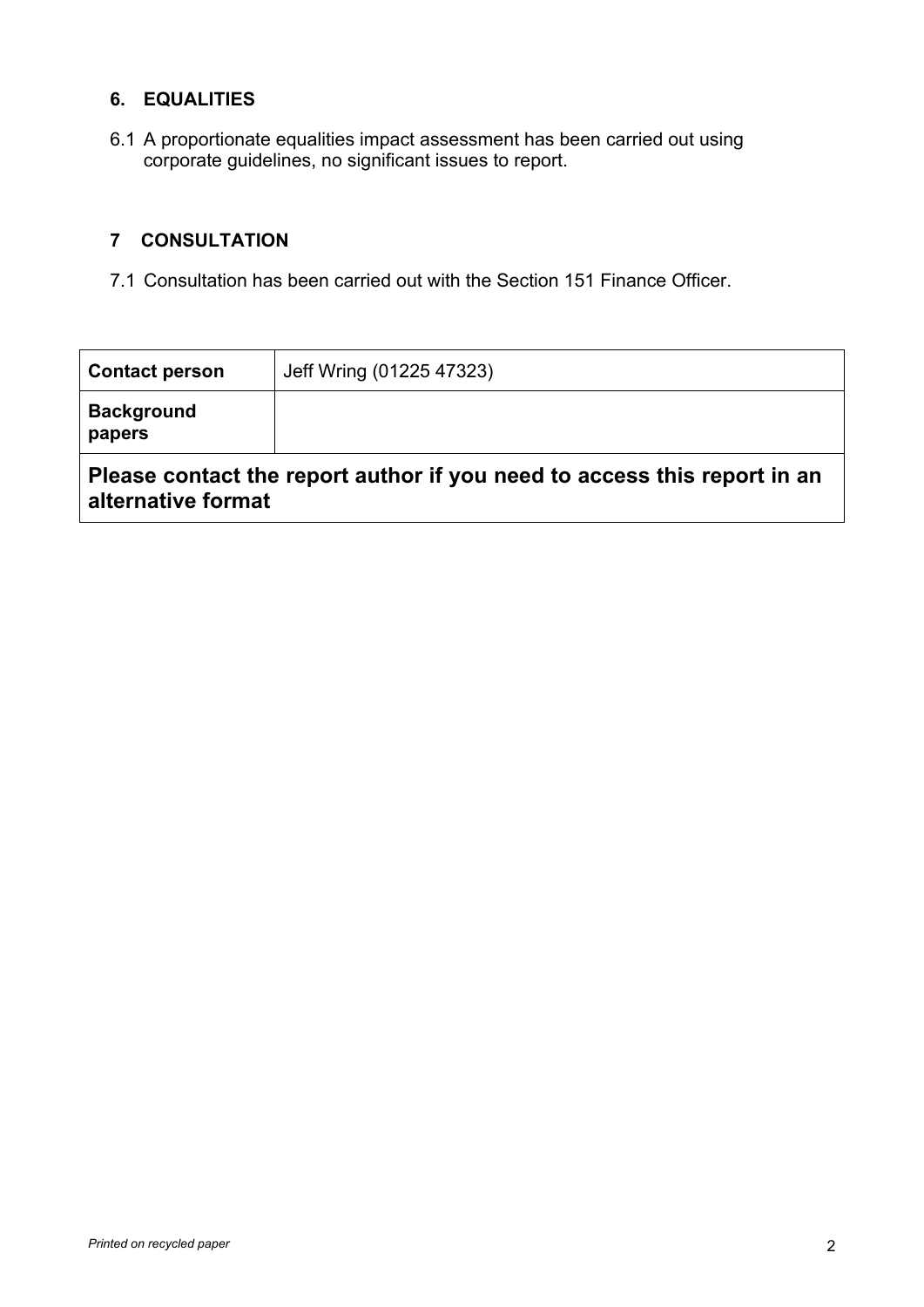## 6. EQUALITIES

6.1 A proportionate equalities impact assessment has been carried out using corporate guidelines, no significant issues to report.

## 7 CONSULTATION

7.1 Consultation has been carried out with the Section 151 Finance Officer.

| | |
|---|---|
| **Contact person** | Jeff Wring (01225 47323) |
| **Background papers** | |
| **Please contact the report author if you need to access this report in an alternative format** | |